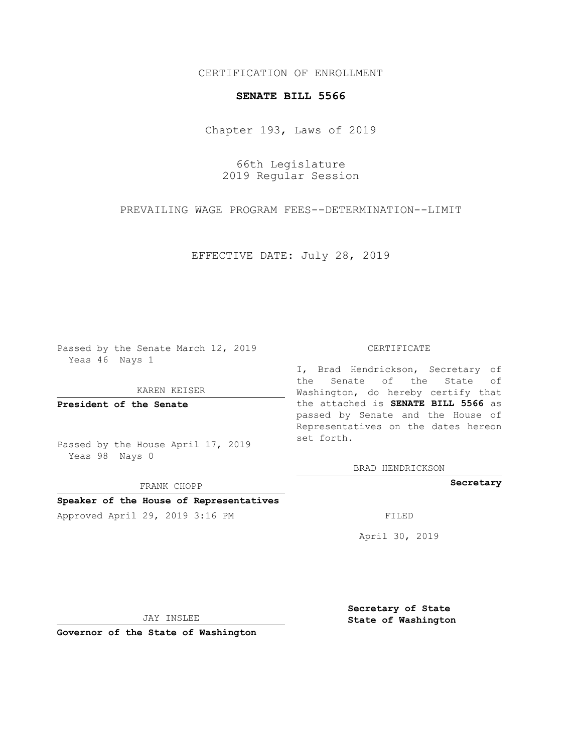CERTIFICATION OF ENROLLMENT

# SENATE BILL 5566

Chapter 193, Laws of 2019

66th Legislature
2019 Regular Session

PREVAILING WAGE PROGRAM FEES--DETERMINATION--LIMIT

EFFECTIVE DATE: July 28, 2019

Passed by the Senate March 12, 2019
Yeas 46 Nays 1

KAREN KEISER

**President of the Senate**

Passed by the House April 17, 2019
Yeas 98 Nays 0

FRANK CHOPP

**Speaker of the House of Representatives**

Approved April 29, 2019 3:16 PM

JAY INSLEE

**Governor of the State of Washington**

CERTIFICATE

I, Brad Hendrickson, Secretary of the Senate of the State of Washington, do hereby certify that the attached is **SENATE BILL 5566** as passed by Senate and the House of Representatives on the dates hereon set forth.

BRAD HENDRICKSON

**Secretary**

FILED

April 30, 2019

**Secretary of State**
**State of Washington**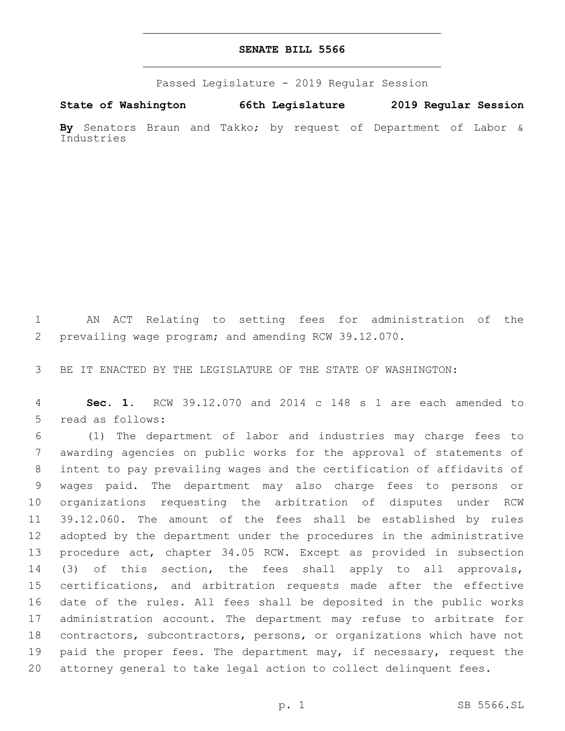# SENATE BILL 5566

Passed Legislature - 2019 Regular Session

**State of Washington 66th Legislature 2019 Regular Session**

**By** Senators Braun and Takko; by request of Department of Labor & Industries

AN ACT Relating to setting fees for administration of the prevailing wage program; and amending RCW 39.12.070.

BE IT ENACTED BY THE LEGISLATURE OF THE STATE OF WASHINGTON:

**Sec. 1.** RCW 39.12.070 and 2014 c 148 s 1 are each amended to read as follows:

(1) The department of labor and industries may charge fees to awarding agencies on public works for the approval of statements of intent to pay prevailing wages and the certification of affidavits of wages paid. The department may also charge fees to persons or organizations requesting the arbitration of disputes under RCW 39.12.060. The amount of the fees shall be established by rules adopted by the department under the procedures in the administrative procedure act, chapter 34.05 RCW. Except as provided in subsection (3) of this section, the fees shall apply to all approvals, certifications, and arbitration requests made after the effective date of the rules. All fees shall be deposited in the public works administration account. The department may refuse to arbitrate for contractors, subcontractors, persons, or organizations which have not paid the proper fees. The department may, if necessary, request the attorney general to take legal action to collect delinquent fees.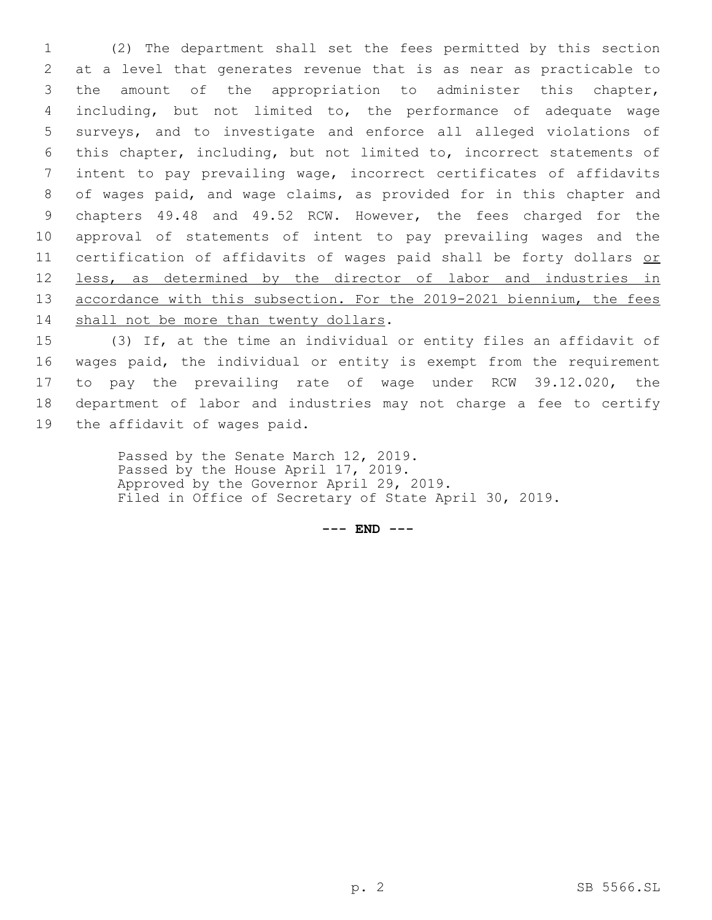(2) The department shall set the fees permitted by this section at a level that generates revenue that is as near as practicable to the amount of the appropriation to administer this chapter, including, but not limited to, the performance of adequate wage surveys, and to investigate and enforce all alleged violations of this chapter, including, but not limited to, incorrect statements of intent to pay prevailing wage, incorrect certificates of affidavits of wages paid, and wage claims, as provided for in this chapter and chapters 49.48 and 49.52 RCW. However, the fees charged for the approval of statements of intent to pay prevailing wages and the certification of affidavits of wages paid shall be forty dollars <u>or less, as determined by the director of labor and industries in accordance with this subsection. For the 2019-2021 biennium, the fees shall not be more than twenty dollars</u>.

(3) If, at the time an individual or entity files an affidavit of wages paid, the individual or entity is exempt from the requirement to pay the prevailing rate of wage under RCW 39.12.020, the department of labor and industries may not charge a fee to certify the affidavit of wages paid.

Passed by the Senate March 12, 2019.
Passed by the House April 17, 2019.
Approved by the Governor April 29, 2019.
Filed in Office of Secretary of State April 30, 2019.

**--- END ---**